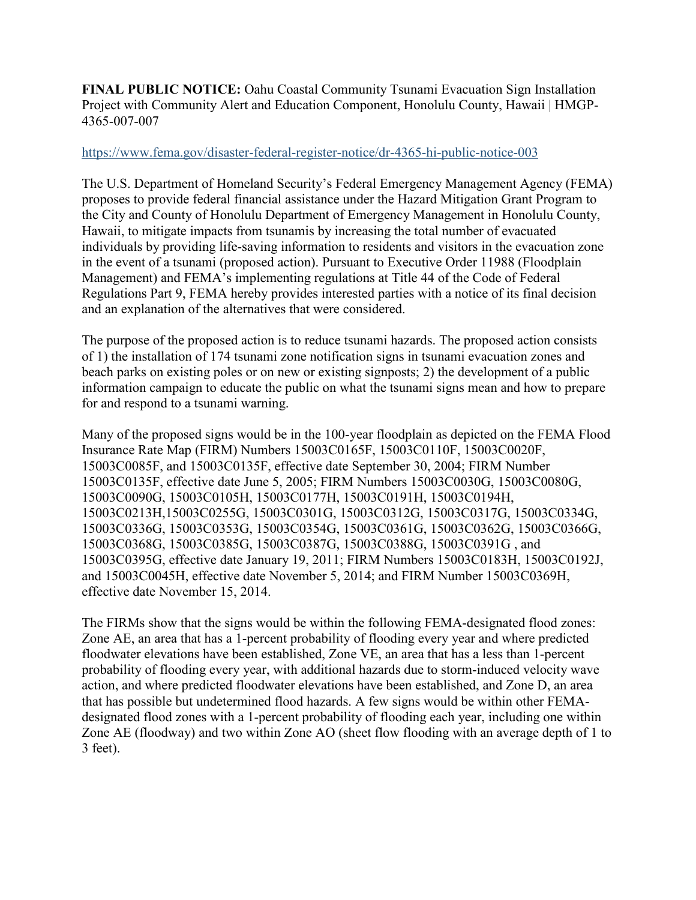**FINAL PUBLIC NOTICE:** Oahu Coastal Community Tsunami Evacuation Sign Installation Project with Community Alert and Education Component, Honolulu County, Hawaii | HMGP-4365-007-007

https://www.fema.gov/disaster-federal-register-notice/dr-4365-hi-public-notice-003

The U.S. Department of Homeland Security's Federal Emergency Management Agency (FEMA) proposes to provide federal financial assistance under the Hazard Mitigation Grant Program to the City and County of Honolulu Department of Emergency Management in Honolulu County, Hawaii, to mitigate impacts from tsunamis by increasing the total number of evacuated individuals by providing life-saving information to residents and visitors in the evacuation zone in the event of a tsunami (proposed action). Pursuant to Executive Order 11988 (Floodplain Management) and FEMA's implementing regulations at Title 44 of the Code of Federal Regulations Part 9, FEMA hereby provides interested parties with a notice of its final decision and an explanation of the alternatives that were considered.

The purpose of the proposed action is to reduce tsunami hazards. The proposed action consists of 1) the installation of 174 tsunami zone notification signs in tsunami evacuation zones and beach parks on existing poles or on new or existing signposts; 2) the development of a public information campaign to educate the public on what the tsunami signs mean and how to prepare for and respond to a tsunami warning.

Many of the proposed signs would be in the 100-year floodplain as depicted on the FEMA Flood Insurance Rate Map (FIRM) Numbers 15003C0165F, 15003C0110F, 15003C0020F, 15003C0085F, and 15003C0135F, effective date September 30, 2004; FIRM Number 15003C0135F, effective date June 5, 2005; FIRM Numbers 15003C0030G, 15003C0080G, 15003C0090G, 15003C0105H, 15003C0177H, 15003C0191H, 15003C0194H, 15003C0213H,15003C0255G, 15003C0301G, 15003C0312G, 15003C0317G, 15003C0334G, 15003C0336G, 15003C0353G, 15003C0354G, 15003C0361G, 15003C0362G, 15003C0366G, 15003C0368G, 15003C0385G, 15003C0387G, 15003C0388G, 15003C0391G , and 15003C0395G, effective date January 19, 2011; FIRM Numbers 15003C0183H, 15003C0192J, and 15003C0045H, effective date November 5, 2014; and FIRM Number 15003C0369H, effective date November 15, 2014.

The FIRMs show that the signs would be within the following FEMA-designated flood zones: Zone AE, an area that has a 1-percent probability of flooding every year and where predicted floodwater elevations have been established, Zone VE, an area that has a less than 1-percent probability of flooding every year, with additional hazards due to storm-induced velocity wave action, and where predicted floodwater elevations have been established, and Zone D, an area that has possible but undetermined flood hazards. A few signs would be within other FEMA-designated flood zones with a 1-percent probability of flooding each year, including one within Zone AE (floodway) and two within Zone AO (sheet flow flooding with an average depth of 1 to 3 feet).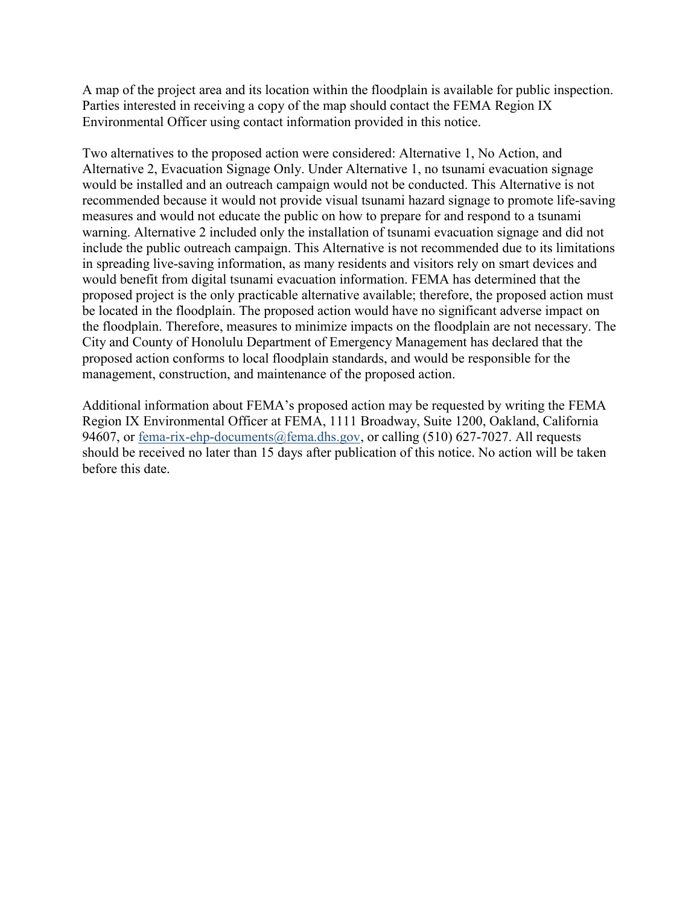A map of the project area and its location within the floodplain is available for public inspection. Parties interested in receiving a copy of the map should contact the FEMA Region IX Environmental Officer using contact information provided in this notice.

Two alternatives to the proposed action were considered: Alternative 1, No Action, and Alternative 2, Evacuation Signage Only. Under Alternative 1, no tsunami evacuation signage would be installed and an outreach campaign would not be conducted. This Alternative is not recommended because it would not provide visual tsunami hazard signage to promote life-saving measures and would not educate the public on how to prepare for and respond to a tsunami warning. Alternative 2 included only the installation of tsunami evacuation signage and did not include the public outreach campaign. This Alternative is not recommended due to its limitations in spreading live-saving information, as many residents and visitors rely on smart devices and would benefit from digital tsunami evacuation information. FEMA has determined that the proposed project is the only practicable alternative available; therefore, the proposed action must be located in the floodplain. The proposed action would have no significant adverse impact on the floodplain. Therefore, measures to minimize impacts on the floodplain are not necessary. The City and County of Honolulu Department of Emergency Management has declared that the proposed action conforms to local floodplain standards, and would be responsible for the management, construction, and maintenance of the proposed action.

Additional information about FEMA's proposed action may be requested by writing the FEMA Region IX Environmental Officer at FEMA, 1111 Broadway, Suite 1200, Oakland, California 94607, or fema-rix-ehp-documents@fema.dhs.gov, or calling (510) 627-7027. All requests should be received no later than 15 days after publication of this notice. No action will be taken before this date.